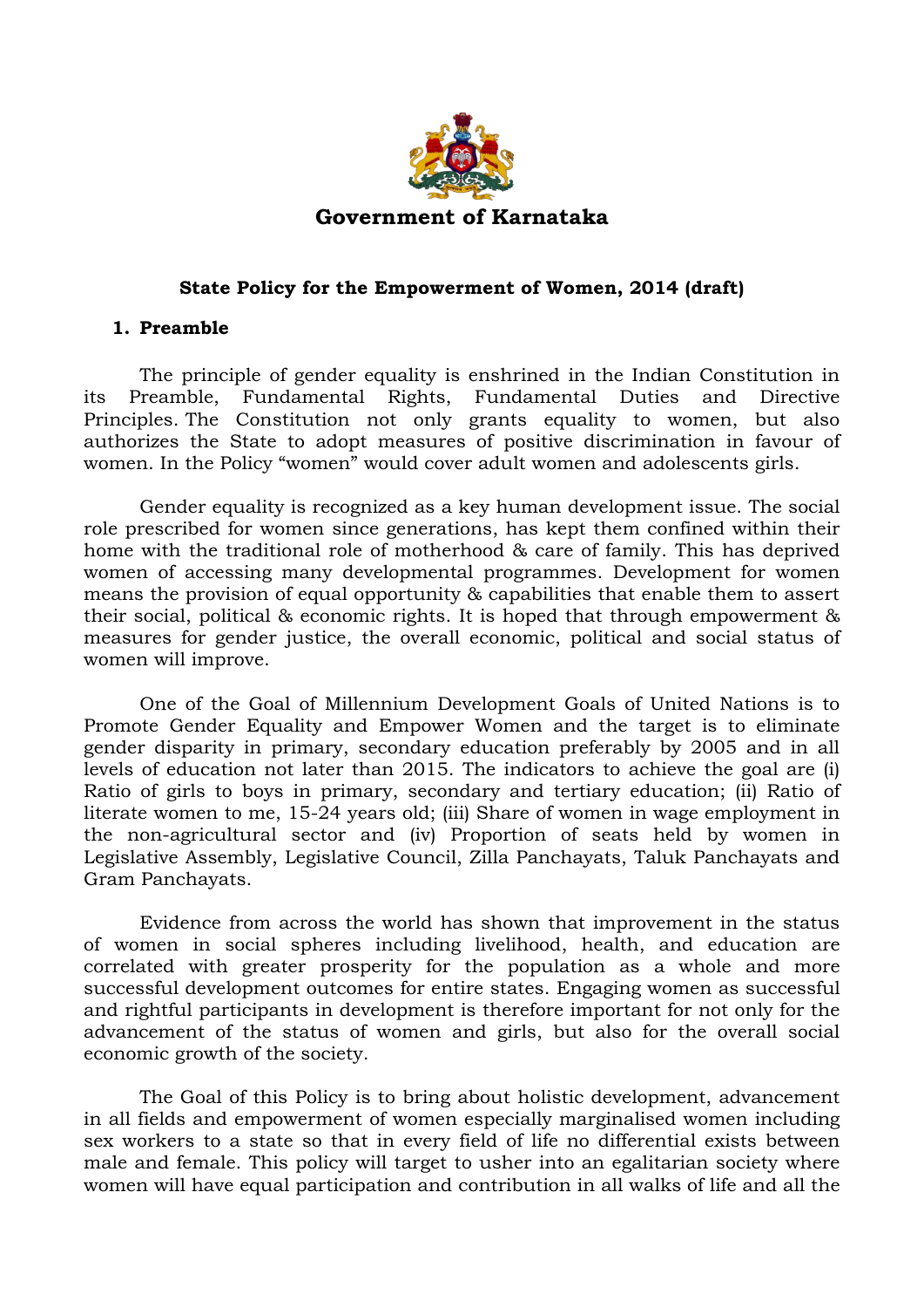# Government of Karnataka

## State Policy for the Empowerment of Women, 2014 (draft)

### 1. Preamble

The principle of gender equality is enshrined in the Indian Constitution in its Preamble, Fundamental Rights, Fundamental Duties and Directive Principles. The Constitution not only grants equality to women, but also authorizes the State to adopt measures of positive discrimination in favour of women. In the Policy "women" would cover adult women and adolescents girls.

Gender equality is recognized as a key human development issue. The social role prescribed for women since generations, has kept them confined within their home with the traditional role of motherhood & care of family. This has deprived women of accessing many developmental programmes. Development for women means the provision of equal opportunity & capabilities that enable them to assert their social, political & economic rights. It is hoped that through empowerment & measures for gender justice, the overall economic, political and social status of women will improve.

One of the Goal of Millennium Development Goals of United Nations is to Promote Gender Equality and Empower Women and the target is to eliminate gender disparity in primary, secondary education preferably by 2005 and in all levels of education not later than 2015. The indicators to achieve the goal are (i) Ratio of girls to boys in primary, secondary and tertiary education; (ii) Ratio of literate women to me, 15-24 years old; (iii) Share of women in wage employment in the non-agricultural sector and (iv) Proportion of seats held by women in Legislative Assembly, Legislative Council, Zilla Panchayats, Taluk Panchayats and Gram Panchayats.

Evidence from across the world has shown that improvement in the status of women in social spheres including livelihood, health, and education are correlated with greater prosperity for the population as a whole and more successful development outcomes for entire states. Engaging women as successful and rightful participants in development is therefore important for not only for the advancement of the status of women and girls, but also for the overall social economic growth of the society.

The Goal of this Policy is to bring about holistic development, advancement in all fields and empowerment of women especially marginalised women including sex workers to a state so that in every field of life no differential exists between male and female. This policy will target to usher into an egalitarian society where women will have equal participation and contribution in all walks of life and all the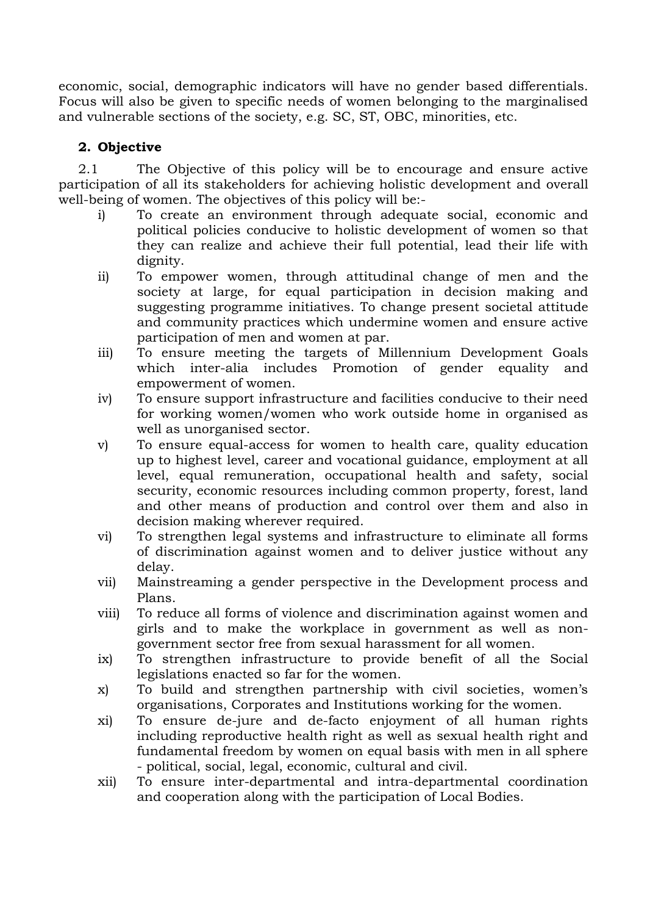economic, social, demographic indicators will have no gender based differentials. Focus will also be given to specific needs of women belonging to the marginalised and vulnerable sections of the society, e.g. SC, ST, OBC, minorities, etc.

## 2. Objective

2.1 The Objective of this policy will be to encourage and ensure active participation of all its stakeholders for achieving holistic development and overall well-being of women. The objectives of this policy will be:-

i) To create an environment through adequate social, economic and political policies conducive to holistic development of women so that they can realize and achieve their full potential, lead their life with dignity.

ii) To empower women, through attitudinal change of men and the society at large, for equal participation in decision making and suggesting programme initiatives. To change present societal attitude and community practices which undermine women and ensure active participation of men and women at par.

iii) To ensure meeting the targets of Millennium Development Goals which inter-alia includes Promotion of gender equality and empowerment of women.

iv) To ensure support infrastructure and facilities conducive to their need for working women/women who work outside home in organised as well as unorganised sector.

v) To ensure equal-access for women to health care, quality education up to highest level, career and vocational guidance, employment at all level, equal remuneration, occupational health and safety, social security, economic resources including common property, forest, land and other means of production and control over them and also in decision making wherever required.

vi) To strengthen legal systems and infrastructure to eliminate all forms of discrimination against women and to deliver justice without any delay.

vii) Mainstreaming a gender perspective in the Development process and Plans.

viii) To reduce all forms of violence and discrimination against women and girls and to make the workplace in government as well as non-government sector free from sexual harassment for all women.

ix) To strengthen infrastructure to provide benefit of all the Social legislations enacted so far for the women.

x) To build and strengthen partnership with civil societies, women's organisations, Corporates and Institutions working for the women.

xi) To ensure de-jure and de-facto enjoyment of all human rights including reproductive health right as well as sexual health right and fundamental freedom by women on equal basis with men in all sphere - political, social, legal, economic, cultural and civil.

xii) To ensure inter-departmental and intra-departmental coordination and cooperation along with the participation of Local Bodies.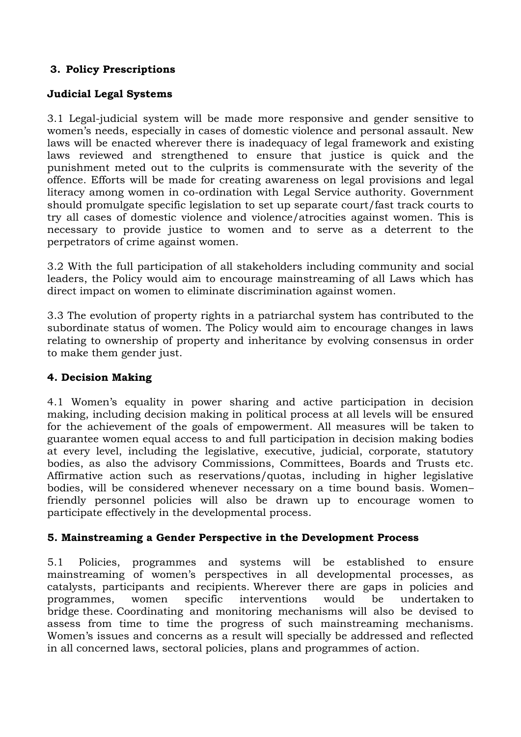## 3. Policy Prescriptions

### Judicial Legal Systems

3.1 Legal-judicial system will be made more responsive and gender sensitive to women's needs, especially in cases of domestic violence and personal assault. New laws will be enacted wherever there is inadequacy of legal framework and existing laws reviewed and strengthened to ensure that justice is quick and the punishment meted out to the culprits is commensurate with the severity of the offence. Efforts will be made for creating awareness on legal provisions and legal literacy among women in co-ordination with Legal Service authority. Government should promulgate specific legislation to set up separate court/fast track courts to try all cases of domestic violence and violence/atrocities against women. This is necessary to provide justice to women and to serve as a deterrent to the perpetrators of crime against women.

3.2 With the full participation of all stakeholders including community and social leaders, the Policy would aim to encourage mainstreaming of all Laws which has direct impact on women to eliminate discrimination against women.

3.3 The evolution of property rights in a patriarchal system has contributed to the subordinate status of women. The Policy would aim to encourage changes in laws relating to ownership of property and inheritance by evolving consensus in order to make them gender just.

## 4. Decision Making

4.1 Women's equality in power sharing and active participation in decision making, including decision making in political process at all levels will be ensured for the achievement of the goals of empowerment. All measures will be taken to guarantee women equal access to and full participation in decision making bodies at every level, including the legislative, executive, judicial, corporate, statutory bodies, as also the advisory Commissions, Committees, Boards and Trusts etc. Affirmative action such as reservations/quotas, including in higher legislative bodies, will be considered whenever necessary on a time bound basis. Women–friendly personnel policies will also be drawn up to encourage women to participate effectively in the developmental process.

## 5. Mainstreaming a Gender Perspective in the Development Process

5.1 Policies, programmes and systems will be established to ensure mainstreaming of women's perspectives in all developmental processes, as catalysts, participants and recipients. Wherever there are gaps in policies and programmes, women specific interventions would be undertaken to bridge these. Coordinating and monitoring mechanisms will also be devised to assess from time to time the progress of such mainstreaming mechanisms. Women's issues and concerns as a result will specially be addressed and reflected in all concerned laws, sectoral policies, plans and programmes of action.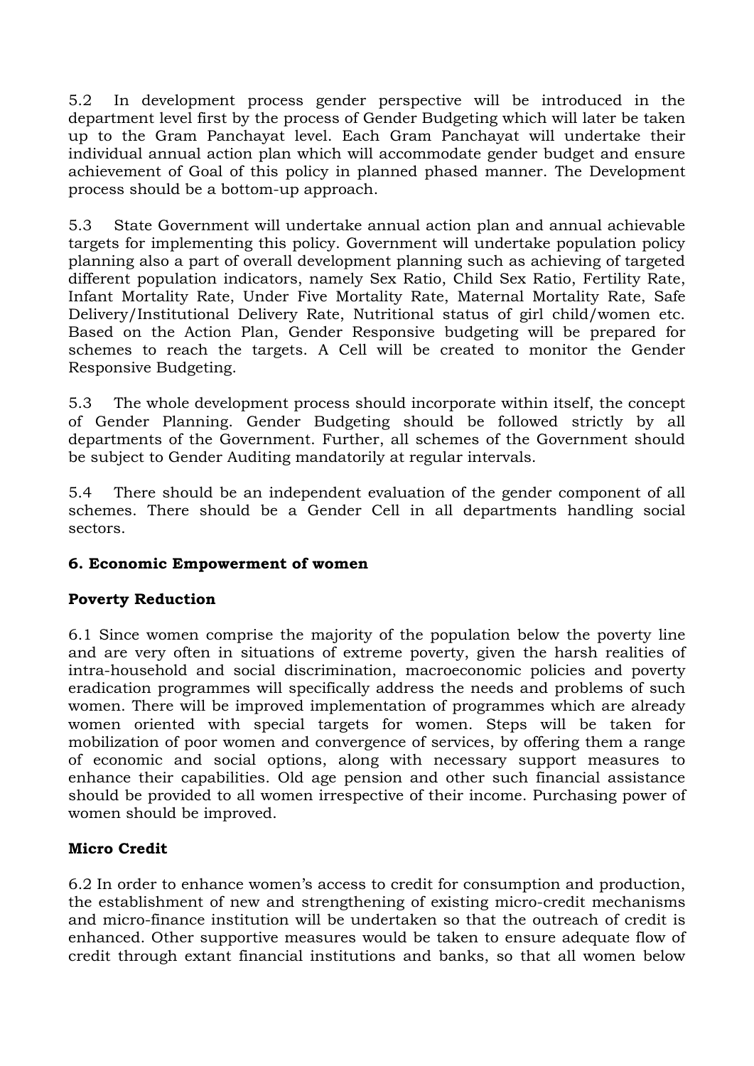5.2 In development process gender perspective will be introduced in the department level first by the process of Gender Budgeting which will later be taken up to the Gram Panchayat level. Each Gram Panchayat will undertake their individual annual action plan which will accommodate gender budget and ensure achievement of Goal of this policy in planned phased manner. The Development process should be a bottom-up approach.

5.3 State Government will undertake annual action plan and annual achievable targets for implementing this policy. Government will undertake population policy planning also a part of overall development planning such as achieving of targeted different population indicators, namely Sex Ratio, Child Sex Ratio, Fertility Rate, Infant Mortality Rate, Under Five Mortality Rate, Maternal Mortality Rate, Safe Delivery/Institutional Delivery Rate, Nutritional status of girl child/women etc. Based on the Action Plan, Gender Responsive budgeting will be prepared for schemes to reach the targets. A Cell will be created to monitor the Gender Responsive Budgeting.

5.3 The whole development process should incorporate within itself, the concept of Gender Planning. Gender Budgeting should be followed strictly by all departments of the Government. Further, all schemes of the Government should be subject to Gender Auditing mandatorily at regular intervals.

5.4 There should be an independent evaluation of the gender component of all schemes. There should be a Gender Cell in all departments handling social sectors.

## 6. Economic Empowerment of women

### Poverty Reduction

6.1 Since women comprise the majority of the population below the poverty line and are very often in situations of extreme poverty, given the harsh realities of intra-household and social discrimination, macroeconomic policies and poverty eradication programmes will specifically address the needs and problems of such women. There will be improved implementation of programmes which are already women oriented with special targets for women. Steps will be taken for mobilization of poor women and convergence of services, by offering them a range of economic and social options, along with necessary support measures to enhance their capabilities. Old age pension and other such financial assistance should be provided to all women irrespective of their income. Purchasing power of women should be improved.

### Micro Credit

6.2 In order to enhance women's access to credit for consumption and production, the establishment of new and strengthening of existing micro-credit mechanisms and micro-finance institution will be undertaken so that the outreach of credit is enhanced. Other supportive measures would be taken to ensure adequate flow of credit through extant financial institutions and banks, so that all women below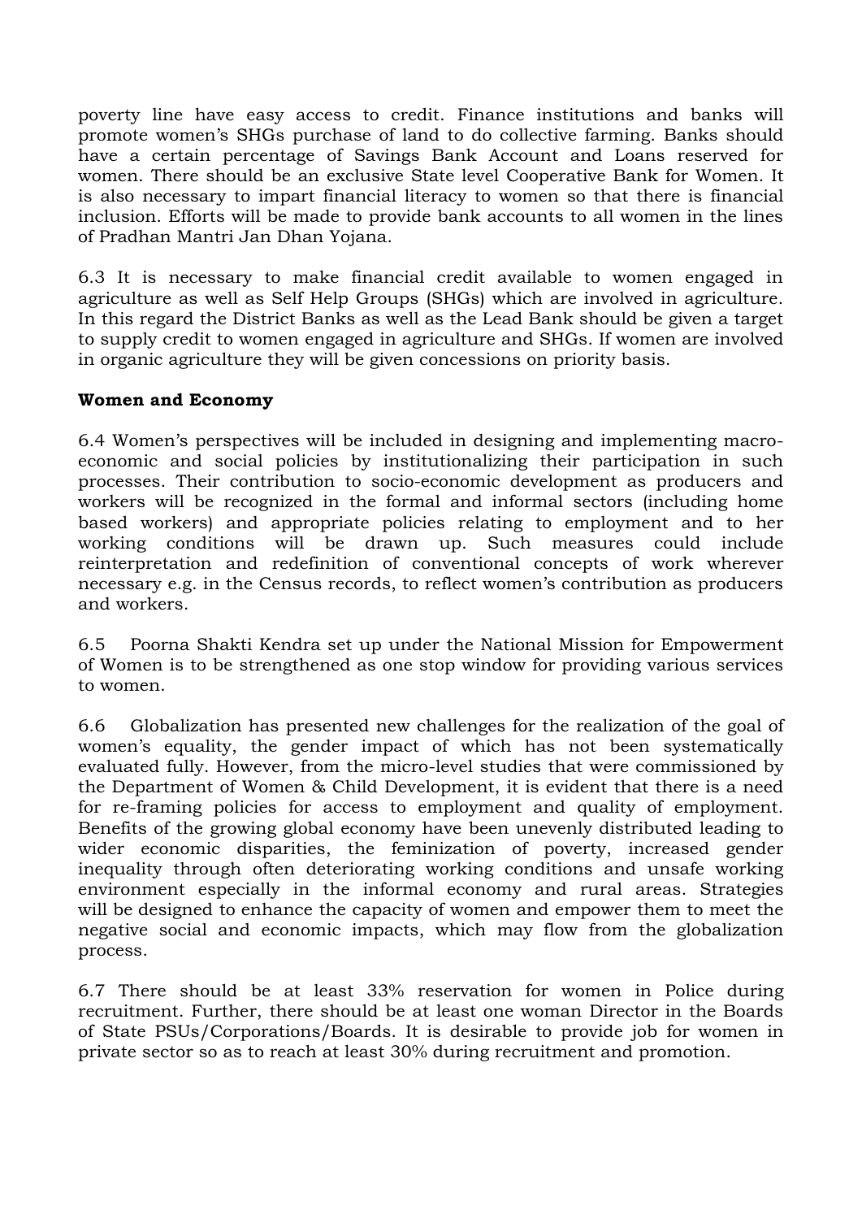poverty line have easy access to credit. Finance institutions and banks will promote women's SHGs purchase of land to do collective farming. Banks should have a certain percentage of Savings Bank Account and Loans reserved for women. There should be an exclusive State level Cooperative Bank for Women. It is also necessary to impart financial literacy to women so that there is financial inclusion. Efforts will be made to provide bank accounts to all women in the lines of Pradhan Mantri Jan Dhan Yojana.

6.3 It is necessary to make financial credit available to women engaged in agriculture as well as Self Help Groups (SHGs) which are involved in agriculture. In this regard the District Banks as well as the Lead Bank should be given a target to supply credit to women engaged in agriculture and SHGs. If women are involved in organic agriculture they will be given concessions on priority basis.

**Women and Economy**

6.4 Women's perspectives will be included in designing and implementing macro-economic and social policies by institutionalizing their participation in such processes. Their contribution to socio-economic development as producers and workers will be recognized in the formal and informal sectors (including home based workers) and appropriate policies relating to employment and to her working conditions will be drawn up. Such measures could include reinterpretation and redefinition of conventional concepts of work wherever necessary e.g. in the Census records, to reflect women's contribution as producers and workers.

6.5 Poorna Shakti Kendra set up under the National Mission for Empowerment of Women is to be strengthened as one stop window for providing various services to women.

6.6 Globalization has presented new challenges for the realization of the goal of women's equality, the gender impact of which has not been systematically evaluated fully. However, from the micro-level studies that were commissioned by the Department of Women & Child Development, it is evident that there is a need for re-framing policies for access to employment and quality of employment. Benefits of the growing global economy have been unevenly distributed leading to wider economic disparities, the feminization of poverty, increased gender inequality through often deteriorating working conditions and unsafe working environment especially in the informal economy and rural areas. Strategies will be designed to enhance the capacity of women and empower them to meet the negative social and economic impacts, which may flow from the globalization process.

6.7 There should be at least 33% reservation for women in Police during recruitment. Further, there should be at least one woman Director in the Boards of State PSUs/Corporations/Boards. It is desirable to provide job for women in private sector so as to reach at least 30% during recruitment and promotion.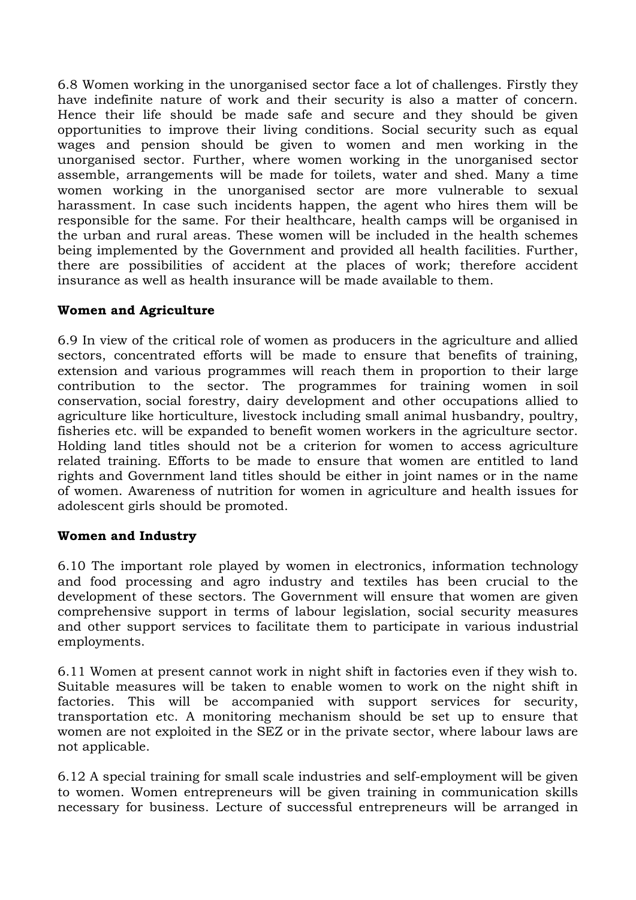6.8 Women working in the unorganised sector face a lot of challenges. Firstly they have indefinite nature of work and their security is also a matter of concern. Hence their life should be made safe and secure and they should be given opportunities to improve their living conditions. Social security such as equal wages and pension should be given to women and men working in the unorganised sector. Further, where women working in the unorganised sector assemble, arrangements will be made for toilets, water and shed. Many a time women working in the unorganised sector are more vulnerable to sexual harassment. In case such incidents happen, the agent who hires them will be responsible for the same. For their healthcare, health camps will be organised in the urban and rural areas. These women will be included in the health schemes being implemented by the Government and provided all health facilities. Further, there are possibilities of accident at the places of work; therefore accident insurance as well as health insurance will be made available to them.

**Women and Agriculture**

6.9 In view of the critical role of women as producers in the agriculture and allied sectors, concentrated efforts will be made to ensure that benefits of training, extension and various programmes will reach them in proportion to their large contribution to the sector. The programmes for training women in soil conservation, social forestry, dairy development and other occupations allied to agriculture like horticulture, livestock including small animal husbandry, poultry, fisheries etc. will be expanded to benefit women workers in the agriculture sector. Holding land titles should not be a criterion for women to access agriculture related training. Efforts to be made to ensure that women are entitled to land rights and Government land titles should be either in joint names or in the name of women. Awareness of nutrition for women in agriculture and health issues for adolescent girls should be promoted.

**Women and Industry**

6.10 The important role played by women in electronics, information technology and food processing and agro industry and textiles has been crucial to the development of these sectors. The Government will ensure that women are given comprehensive support in terms of labour legislation, social security measures and other support services to facilitate them to participate in various industrial employments.

6.11 Women at present cannot work in night shift in factories even if they wish to. Suitable measures will be taken to enable women to work on the night shift in factories. This will be accompanied with support services for security, transportation etc. A monitoring mechanism should be set up to ensure that women are not exploited in the SEZ or in the private sector, where labour laws are not applicable.

6.12 A special training for small scale industries and self-employment will be given to women. Women entrepreneurs will be given training in communication skills necessary for business. Lecture of successful entrepreneurs will be arranged in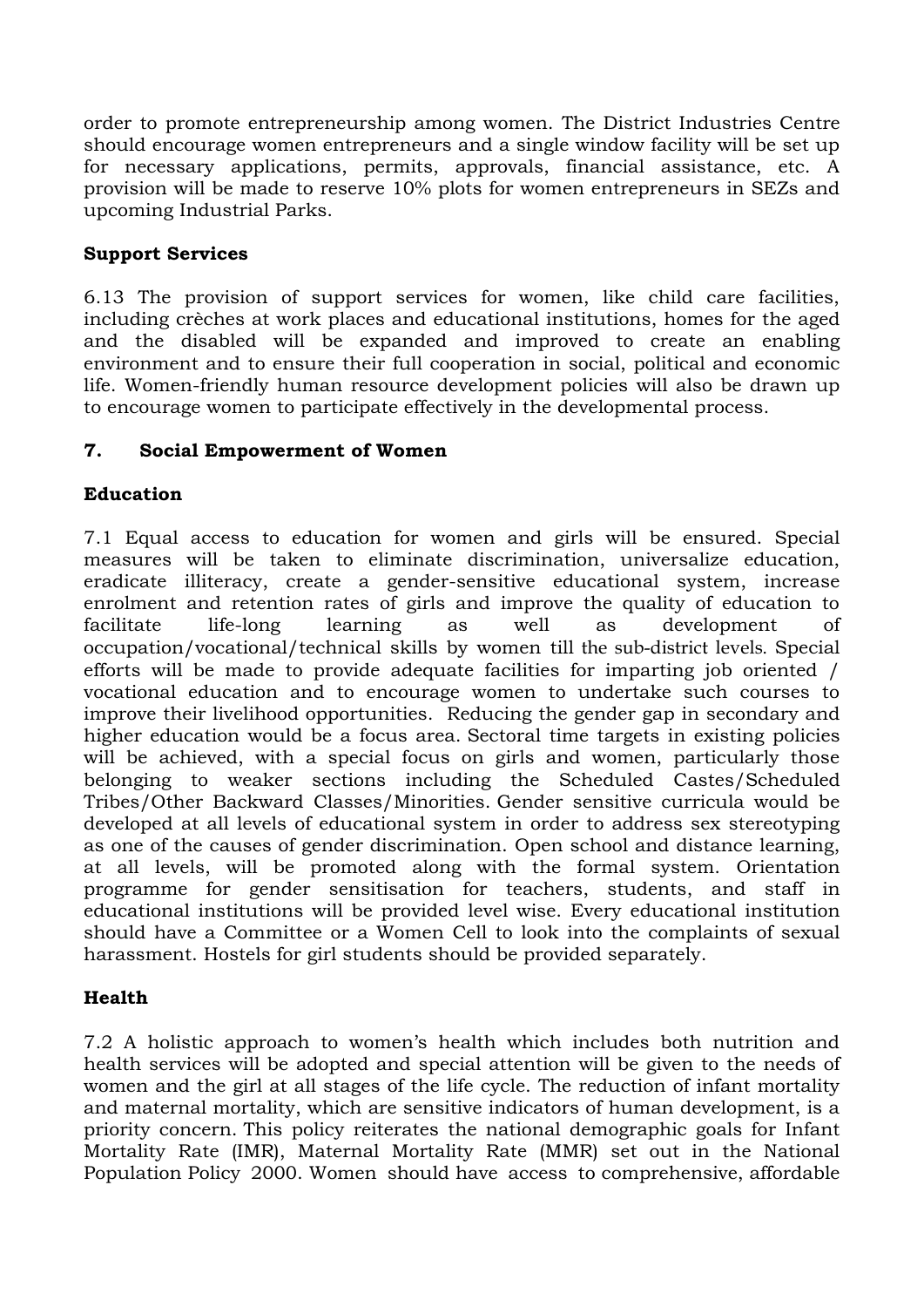order to promote entrepreneurship among women. The District Industries Centre should encourage women entrepreneurs and a single window facility will be set up for necessary applications, permits, approvals, financial assistance, etc. A provision will be made to reserve 10% plots for women entrepreneurs in SEZs and upcoming Industrial Parks.

**Support Services**

6.13 The provision of support services for women, like child care facilities, including crèches at work places and educational institutions, homes for the aged and the disabled will be expanded and improved to create an enabling environment and to ensure their full cooperation in social, political and economic life. Women-friendly human resource development policies will also be drawn up to encourage women to participate effectively in the developmental process.

## 7. Social Empowerment of Women

**Education**

7.1 Equal access to education for women and girls will be ensured. Special measures will be taken to eliminate discrimination, universalize education, eradicate illiteracy, create a gender-sensitive educational system, increase enrolment and retention rates of girls and improve the quality of education to facilitate life-long learning as well as development of occupation/vocational/technical skills by women till the sub-district levels. Special efforts will be made to provide adequate facilities for imparting job oriented / vocational education and to encourage women to undertake such courses to improve their livelihood opportunities. Reducing the gender gap in secondary and higher education would be a focus area. Sectoral time targets in existing policies will be achieved, with a special focus on girls and women, particularly those belonging to weaker sections including the Scheduled Castes/Scheduled Tribes/Other Backward Classes/Minorities. Gender sensitive curricula would be developed at all levels of educational system in order to address sex stereotyping as one of the causes of gender discrimination. Open school and distance learning, at all levels, will be promoted along with the formal system. Orientation programme for gender sensitisation for teachers, students, and staff in educational institutions will be provided level wise. Every educational institution should have a Committee or a Women Cell to look into the complaints of sexual harassment. Hostels for girl students should be provided separately.

**Health**

7.2 A holistic approach to women's health which includes both nutrition and health services will be adopted and special attention will be given to the needs of women and the girl at all stages of the life cycle. The reduction of infant mortality and maternal mortality, which are sensitive indicators of human development, is a priority concern. This policy reiterates the national demographic goals for Infant Mortality Rate (IMR), Maternal Mortality Rate (MMR) set out in the National Population Policy 2000. Women should have access to comprehensive, affordable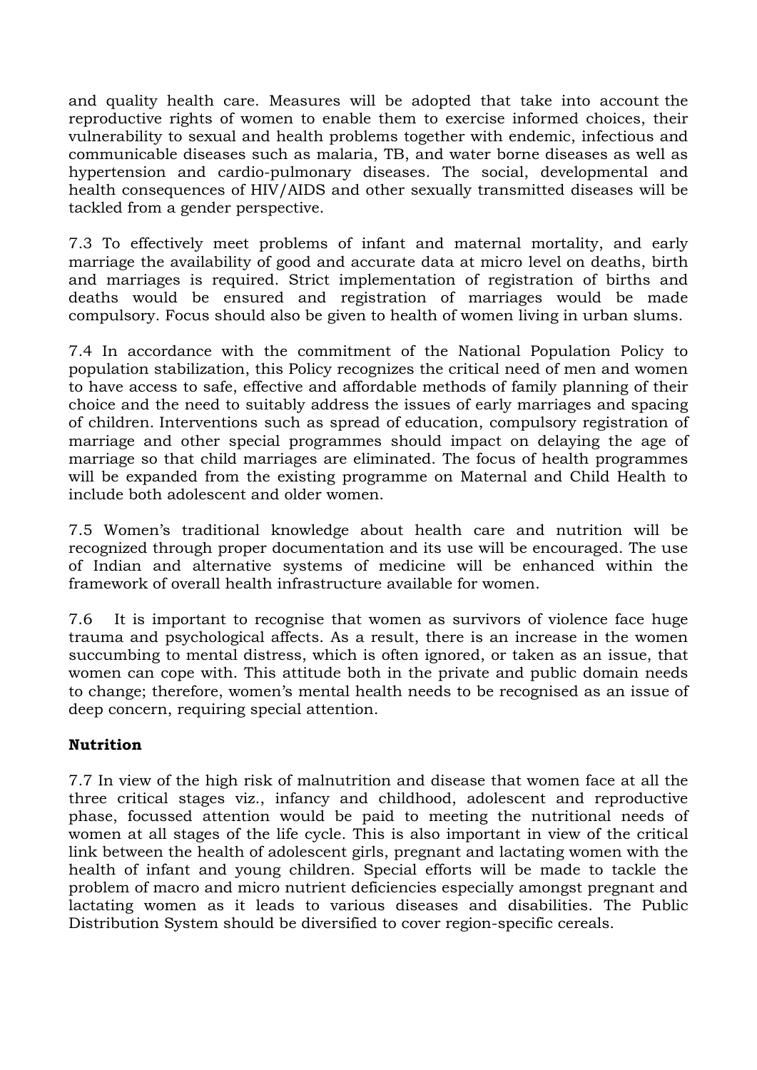and quality health care. Measures will be adopted that take into account the reproductive rights of women to enable them to exercise informed choices, their vulnerability to sexual and health problems together with endemic, infectious and communicable diseases such as malaria, TB, and water borne diseases as well as hypertension and cardio-pulmonary diseases. The social, developmental and health consequences of HIV/AIDS and other sexually transmitted diseases will be tackled from a gender perspective.

7.3 To effectively meet problems of infant and maternal mortality, and early marriage the availability of good and accurate data at micro level on deaths, birth and marriages is required. Strict implementation of registration of births and deaths would be ensured and registration of marriages would be made compulsory. Focus should also be given to health of women living in urban slums.

7.4 In accordance with the commitment of the National Population Policy to population stabilization, this Policy recognizes the critical need of men and women to have access to safe, effective and affordable methods of family planning of their choice and the need to suitably address the issues of early marriages and spacing of children. Interventions such as spread of education, compulsory registration of marriage and other special programmes should impact on delaying the age of marriage so that child marriages are eliminated. The focus of health programmes will be expanded from the existing programme on Maternal and Child Health to include both adolescent and older women.

7.5 Women's traditional knowledge about health care and nutrition will be recognized through proper documentation and its use will be encouraged. The use of Indian and alternative systems of medicine will be enhanced within the framework of overall health infrastructure available for women.

7.6 It is important to recognise that women as survivors of violence face huge trauma and psychological affects. As a result, there is an increase in the women succumbing to mental distress, which is often ignored, or taken as an issue, that women can cope with. This attitude both in the private and public domain needs to change; therefore, women's mental health needs to be recognised as an issue of deep concern, requiring special attention.

**Nutrition**

7.7 In view of the high risk of malnutrition and disease that women face at all the three critical stages viz., infancy and childhood, adolescent and reproductive phase, focussed attention would be paid to meeting the nutritional needs of women at all stages of the life cycle. This is also important in view of the critical link between the health of adolescent girls, pregnant and lactating women with the health of infant and young children. Special efforts will be made to tackle the problem of macro and micro nutrient deficiencies especially amongst pregnant and lactating women as it leads to various diseases and disabilities. The Public Distribution System should be diversified to cover region-specific cereals.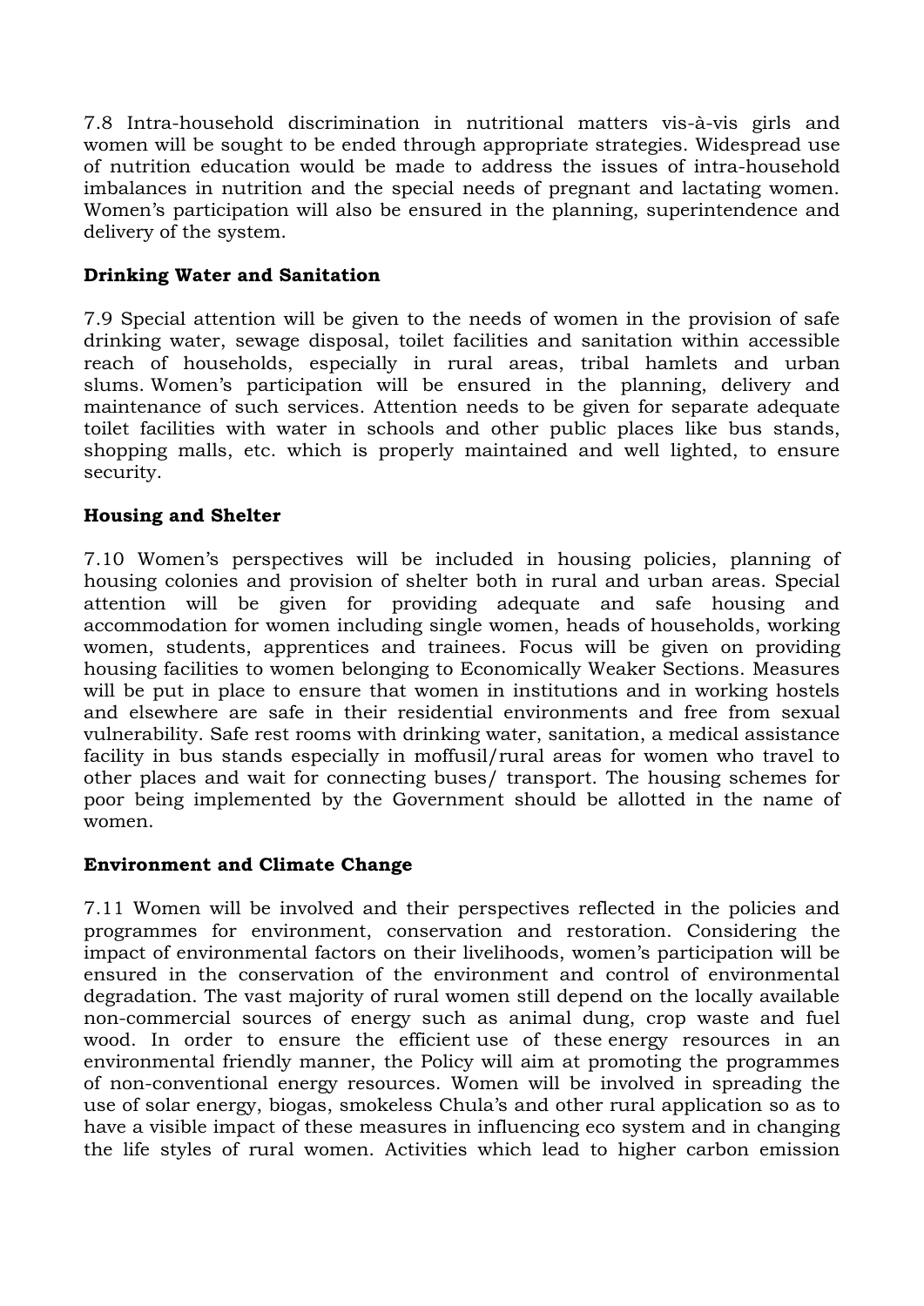7.8 Intra-household discrimination in nutritional matters vis-à-vis girls and women will be sought to be ended through appropriate strategies. Widespread use of nutrition education would be made to address the issues of intra-household imbalances in nutrition and the special needs of pregnant and lactating women. Women's participation will also be ensured in the planning, superintendence and delivery of the system.

**Drinking Water and Sanitation**

7.9 Special attention will be given to the needs of women in the provision of safe drinking water, sewage disposal, toilet facilities and sanitation within accessible reach of households, especially in rural areas, tribal hamlets and urban slums. Women's participation will be ensured in the planning, delivery and maintenance of such services. Attention needs to be given for separate adequate toilet facilities with water in schools and other public places like bus stands, shopping malls, etc. which is properly maintained and well lighted, to ensure security.

**Housing and Shelter**

7.10 Women's perspectives will be included in housing policies, planning of housing colonies and provision of shelter both in rural and urban areas. Special attention will be given for providing adequate and safe housing and accommodation for women including single women, heads of households, working women, students, apprentices and trainees. Focus will be given on providing housing facilities to women belonging to Economically Weaker Sections. Measures will be put in place to ensure that women in institutions and in working hostels and elsewhere are safe in their residential environments and free from sexual vulnerability. Safe rest rooms with drinking water, sanitation, a medical assistance facility in bus stands especially in moffusil/rural areas for women who travel to other places and wait for connecting buses/ transport. The housing schemes for poor being implemented by the Government should be allotted in the name of women.

**Environment and Climate Change**

7.11 Women will be involved and their perspectives reflected in the policies and programmes for environment, conservation and restoration. Considering the impact of environmental factors on their livelihoods, women's participation will be ensured in the conservation of the environment and control of environmental degradation. The vast majority of rural women still depend on the locally available non-commercial sources of energy such as animal dung, crop waste and fuel wood. In order to ensure the efficient use of these energy resources in an environmental friendly manner, the Policy will aim at promoting the programmes of non-conventional energy resources. Women will be involved in spreading the use of solar energy, biogas, smokeless Chula's and other rural application so as to have a visible impact of these measures in influencing eco system and in changing the life styles of rural women. Activities which lead to higher carbon emission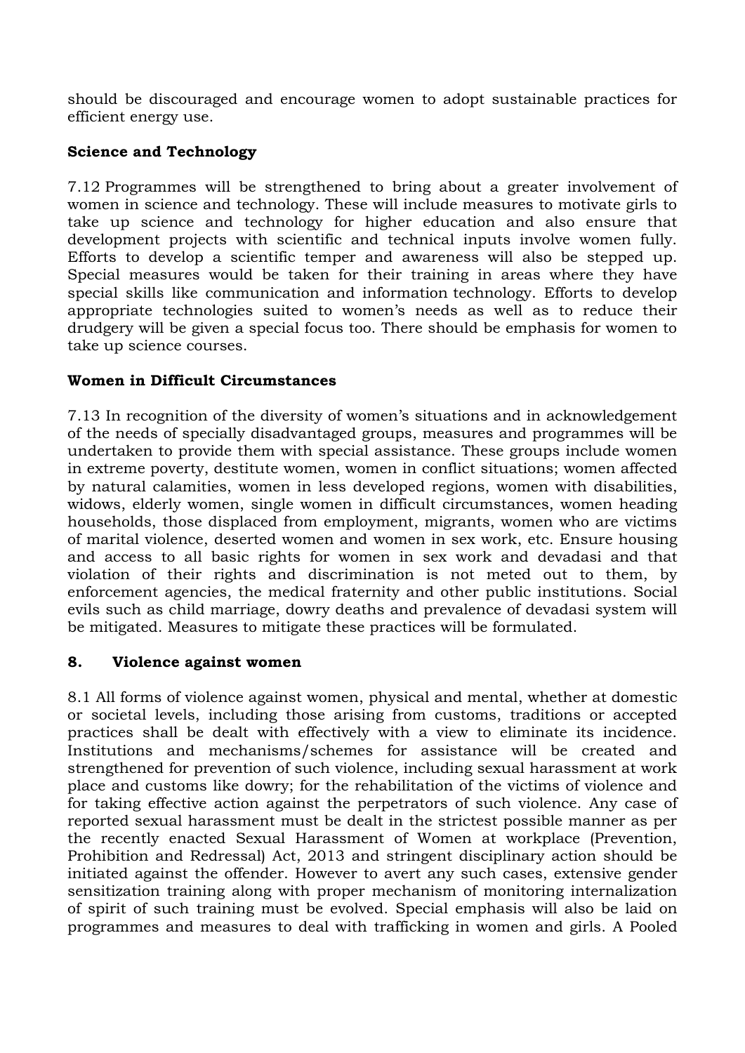should be discouraged and encourage women to adopt sustainable practices for efficient energy use.

### Science and Technology

7.12 Programmes will be strengthened to bring about a greater involvement of women in science and technology. These will include measures to motivate girls to take up science and technology for higher education and also ensure that development projects with scientific and technical inputs involve women fully. Efforts to develop a scientific temper and awareness will also be stepped up. Special measures would be taken for their training in areas where they have special skills like communication and information technology. Efforts to develop appropriate technologies suited to women's needs as well as to reduce their drudgery will be given a special focus too. There should be emphasis for women to take up science courses.

### Women in Difficult Circumstances

7.13 In recognition of the diversity of women's situations and in acknowledgement of the needs of specially disadvantaged groups, measures and programmes will be undertaken to provide them with special assistance. These groups include women in extreme poverty, destitute women, women in conflict situations; women affected by natural calamities, women in less developed regions, women with disabilities, widows, elderly women, single women in difficult circumstances, women heading households, those displaced from employment, migrants, women who are victims of marital violence, deserted women and women in sex work, etc. Ensure housing and access to all basic rights for women in sex work and devadasi and that violation of their rights and discrimination is not meted out to them, by enforcement agencies, the medical fraternity and other public institutions. Social evils such as child marriage, dowry deaths and prevalence of devadasi system will be mitigated. Measures to mitigate these practices will be formulated.

## 8. Violence against women

8.1 All forms of violence against women, physical and mental, whether at domestic or societal levels, including those arising from customs, traditions or accepted practices shall be dealt with effectively with a view to eliminate its incidence. Institutions and mechanisms/schemes for assistance will be created and strengthened for prevention of such violence, including sexual harassment at work place and customs like dowry; for the rehabilitation of the victims of violence and for taking effective action against the perpetrators of such violence. Any case of reported sexual harassment must be dealt in the strictest possible manner as per the recently enacted Sexual Harassment of Women at workplace (Prevention, Prohibition and Redressal) Act, 2013 and stringent disciplinary action should be initiated against the offender. However to avert any such cases, extensive gender sensitization training along with proper mechanism of monitoring internalization of spirit of such training must be evolved. Special emphasis will also be laid on programmes and measures to deal with trafficking in women and girls. A Pooled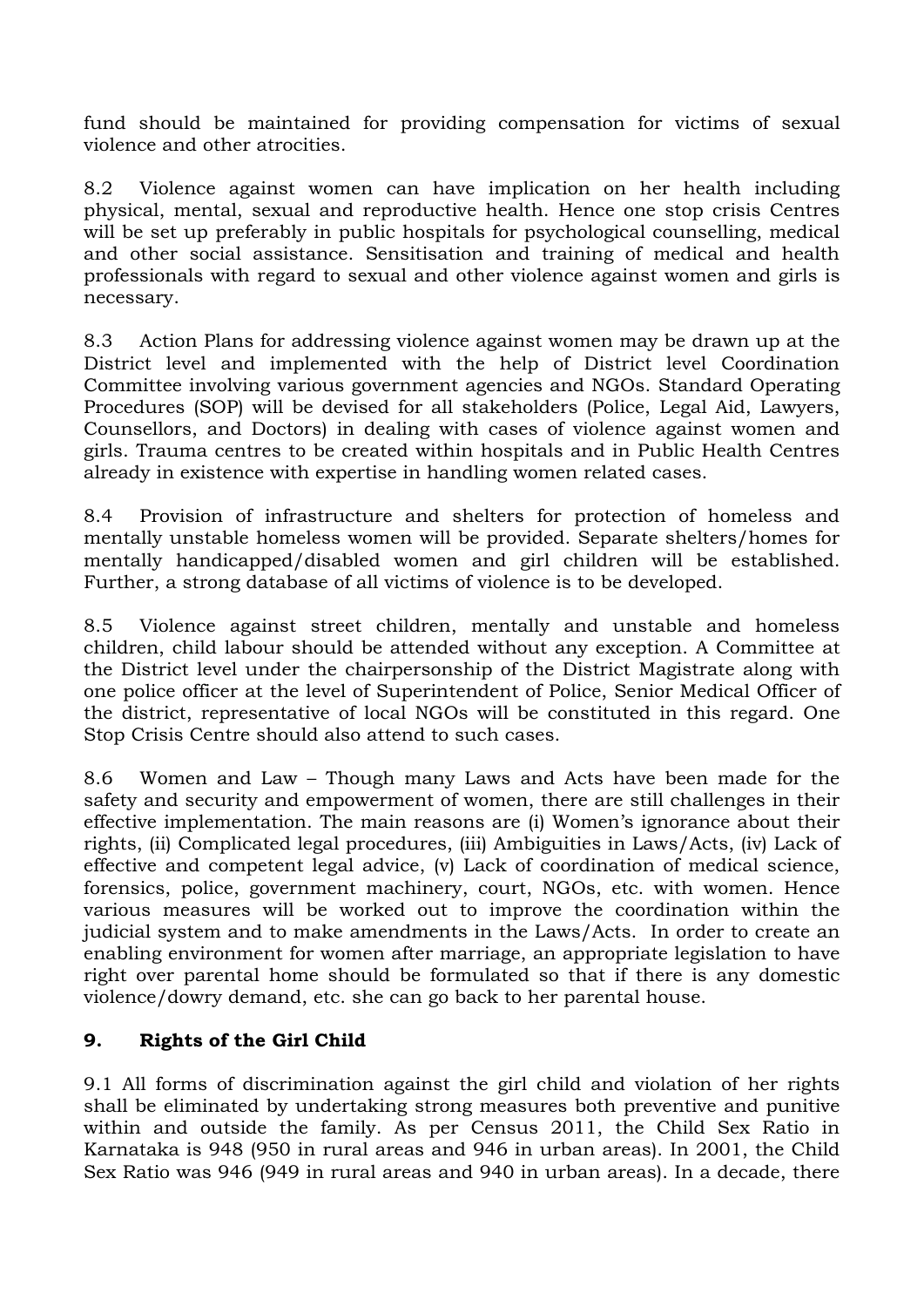fund should be maintained for providing compensation for victims of sexual violence and other atrocities.

8.2 Violence against women can have implication on her health including physical, mental, sexual and reproductive health. Hence one stop crisis Centres will be set up preferably in public hospitals for psychological counselling, medical and other social assistance. Sensitisation and training of medical and health professionals with regard to sexual and other violence against women and girls is necessary.

8.3 Action Plans for addressing violence against women may be drawn up at the District level and implemented with the help of District level Coordination Committee involving various government agencies and NGOs. Standard Operating Procedures (SOP) will be devised for all stakeholders (Police, Legal Aid, Lawyers, Counsellors, and Doctors) in dealing with cases of violence against women and girls. Trauma centres to be created within hospitals and in Public Health Centres already in existence with expertise in handling women related cases.

8.4 Provision of infrastructure and shelters for protection of homeless and mentally unstable homeless women will be provided. Separate shelters/homes for mentally handicapped/disabled women and girl children will be established. Further, a strong database of all victims of violence is to be developed.

8.5 Violence against street children, mentally and unstable and homeless children, child labour should be attended without any exception. A Committee at the District level under the chairpersonship of the District Magistrate along with one police officer at the level of Superintendent of Police, Senior Medical Officer of the district, representative of local NGOs will be constituted in this regard. One Stop Crisis Centre should also attend to such cases.

8.6 Women and Law – Though many Laws and Acts have been made for the safety and security and empowerment of women, there are still challenges in their effective implementation. The main reasons are (i) Women's ignorance about their rights, (ii) Complicated legal procedures, (iii) Ambiguities in Laws/Acts, (iv) Lack of effective and competent legal advice, (v) Lack of coordination of medical science, forensics, police, government machinery, court, NGOs, etc. with women. Hence various measures will be worked out to improve the coordination within the judicial system and to make amendments in the Laws/Acts. In order to create an enabling environment for women after marriage, an appropriate legislation to have right over parental home should be formulated so that if there is any domestic violence/dowry demand, etc. she can go back to her parental house.

## 9. Rights of the Girl Child

9.1 All forms of discrimination against the girl child and violation of her rights shall be eliminated by undertaking strong measures both preventive and punitive within and outside the family. As per Census 2011, the Child Sex Ratio in Karnataka is 948 (950 in rural areas and 946 in urban areas). In 2001, the Child Sex Ratio was 946 (949 in rural areas and 940 in urban areas). In a decade, there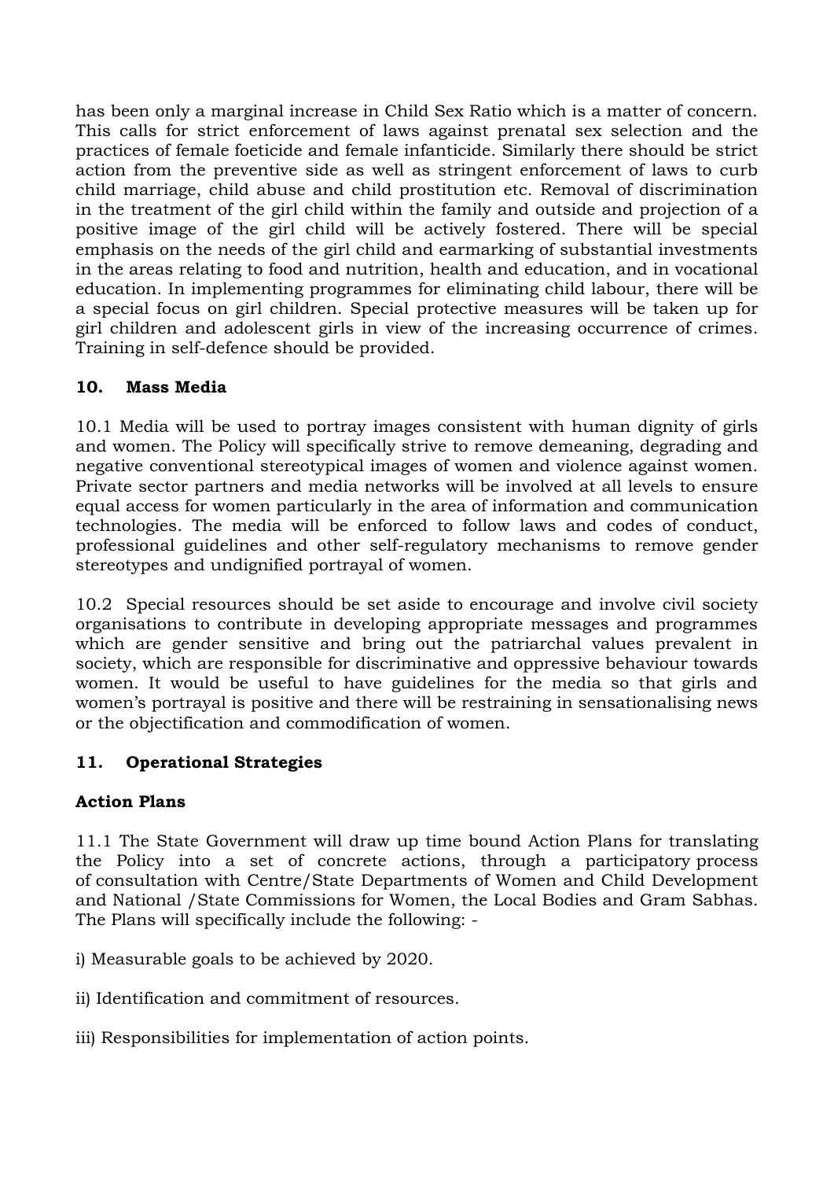has been only a marginal increase in Child Sex Ratio which is a matter of concern. This calls for strict enforcement of laws against prenatal sex selection and the practices of female foeticide and female infanticide. Similarly there should be strict action from the preventive side as well as stringent enforcement of laws to curb child marriage, child abuse and child prostitution etc. Removal of discrimination in the treatment of the girl child within the family and outside and projection of a positive image of the girl child will be actively fostered. There will be special emphasis on the needs of the girl child and earmarking of substantial investments in the areas relating to food and nutrition, health and education, and in vocational education. In implementing programmes for eliminating child labour, there will be a special focus on girl children. Special protective measures will be taken up for girl children and adolescent girls in view of the increasing occurrence of crimes. Training in self-defence should be provided.

## 10. Mass Media

10.1 Media will be used to portray images consistent with human dignity of girls and women. The Policy will specifically strive to remove demeaning, degrading and negative conventional stereotypical images of women and violence against women. Private sector partners and media networks will be involved at all levels to ensure equal access for women particularly in the area of information and communication technologies. The media will be enforced to follow laws and codes of conduct, professional guidelines and other self-regulatory mechanisms to remove gender stereotypes and undignified portrayal of women.

10.2 Special resources should be set aside to encourage and involve civil society organisations to contribute in developing appropriate messages and programmes which are gender sensitive and bring out the patriarchal values prevalent in society, which are responsible for discriminative and oppressive behaviour towards women. It would be useful to have guidelines for the media so that girls and women's portrayal is positive and there will be restraining in sensationalising news or the objectification and commodification of women.

## 11. Operational Strategies

### Action Plans

11.1 The State Government will draw up time bound Action Plans for translating the Policy into a set of concrete actions, through a participatory process of consultation with Centre/State Departments of Women and Child Development and National /State Commissions for Women, the Local Bodies and Gram Sabhas. The Plans will specifically include the following: -

i) Measurable goals to be achieved by 2020.

ii) Identification and commitment of resources.

iii) Responsibilities for implementation of action points.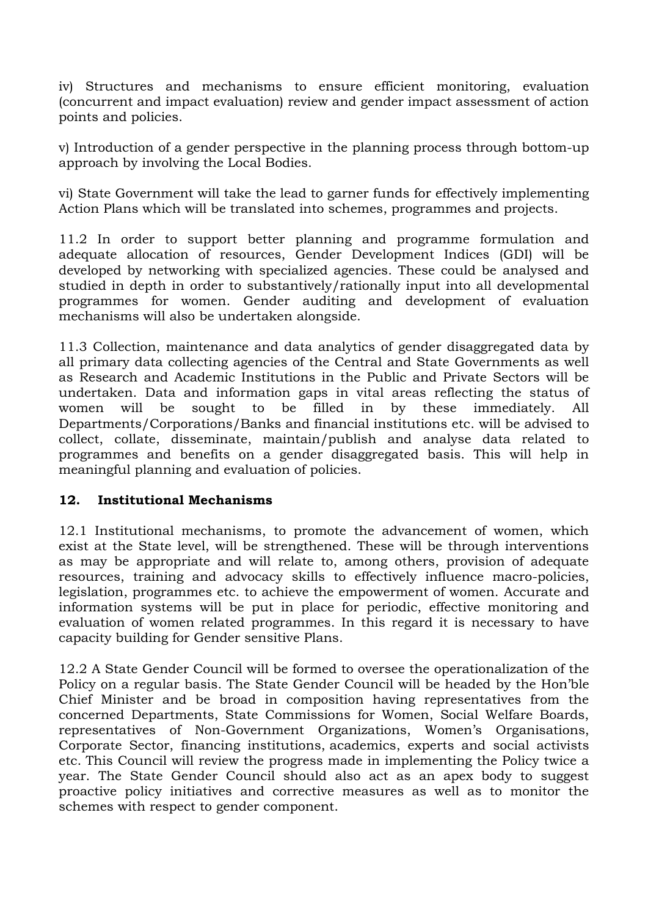iv) Structures and mechanisms to ensure efficient monitoring, evaluation (concurrent and impact evaluation) review and gender impact assessment of action points and policies.

v) Introduction of a gender perspective in the planning process through bottom-up approach by involving the Local Bodies.

vi) State Government will take the lead to garner funds for effectively implementing Action Plans which will be translated into schemes, programmes and projects.

11.2 In order to support better planning and programme formulation and adequate allocation of resources, Gender Development Indices (GDI) will be developed by networking with specialized agencies. These could be analysed and studied in depth in order to substantively/rationally input into all developmental programmes for women. Gender auditing and development of evaluation mechanisms will also be undertaken alongside.

11.3 Collection, maintenance and data analytics of gender disaggregated data by all primary data collecting agencies of the Central and State Governments as well as Research and Academic Institutions in the Public and Private Sectors will be undertaken. Data and information gaps in vital areas reflecting the status of women will be sought to be filled in by these immediately. All Departments/Corporations/Banks and financial institutions etc. will be advised to collect, collate, disseminate, maintain/publish and analyse data related to programmes and benefits on a gender disaggregated basis. This will help in meaningful planning and evaluation of policies.

## 12. Institutional Mechanisms

12.1 Institutional mechanisms, to promote the advancement of women, which exist at the State level, will be strengthened. These will be through interventions as may be appropriate and will relate to, among others, provision of adequate resources, training and advocacy skills to effectively influence macro-policies, legislation, programmes etc. to achieve the empowerment of women. Accurate and information systems will be put in place for periodic, effective monitoring and evaluation of women related programmes. In this regard it is necessary to have capacity building for Gender sensitive Plans.

12.2 A State Gender Council will be formed to oversee the operationalization of the Policy on a regular basis. The State Gender Council will be headed by the Hon'ble Chief Minister and be broad in composition having representatives from the concerned Departments, State Commissions for Women, Social Welfare Boards, representatives of Non-Government Organizations, Women's Organisations, Corporate Sector, financing institutions, academics, experts and social activists etc. This Council will review the progress made in implementing the Policy twice a year. The State Gender Council should also act as an apex body to suggest proactive policy initiatives and corrective measures as well as to monitor the schemes with respect to gender component.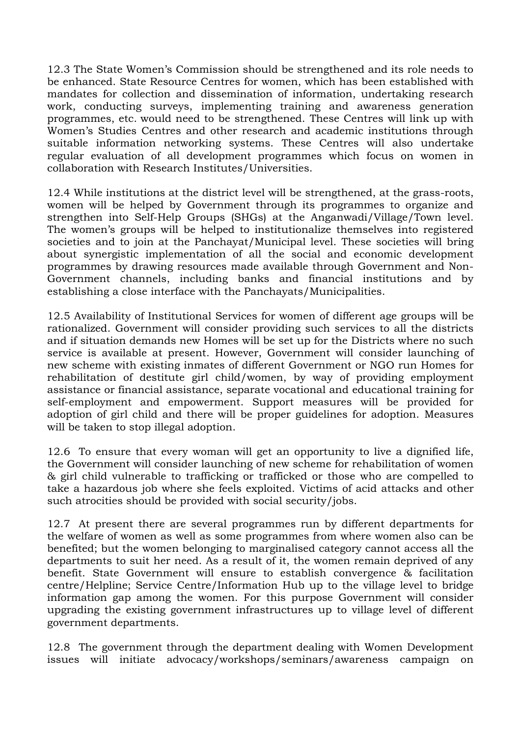12.3 The State Women's Commission should be strengthened and its role needs to be enhanced. State Resource Centres for women, which has been established with mandates for collection and dissemination of information, undertaking research work, conducting surveys, implementing training and awareness generation programmes, etc. would need to be strengthened. These Centres will link up with Women's Studies Centres and other research and academic institutions through suitable information networking systems. These Centres will also undertake regular evaluation of all development programmes which focus on women in collaboration with Research Institutes/Universities.

12.4 While institutions at the district level will be strengthened, at the grass-roots, women will be helped by Government through its programmes to organize and strengthen into Self-Help Groups (SHGs) at the Anganwadi/Village/Town level. The women's groups will be helped to institutionalize themselves into registered societies and to join at the Panchayat/Municipal level. These societies will bring about synergistic implementation of all the social and economic development programmes by drawing resources made available through Government and Non-Government channels, including banks and financial institutions and by establishing a close interface with the Panchayats/Municipalities.

12.5 Availability of Institutional Services for women of different age groups will be rationalized. Government will consider providing such services to all the districts and if situation demands new Homes will be set up for the Districts where no such service is available at present. However, Government will consider launching of new scheme with existing inmates of different Government or NGO run Homes for rehabilitation of destitute girl child/women, by way of providing employment assistance or financial assistance, separate vocational and educational training for self-employment and empowerment. Support measures will be provided for adoption of girl child and there will be proper guidelines for adoption. Measures will be taken to stop illegal adoption.

12.6 To ensure that every woman will get an opportunity to live a dignified life, the Government will consider launching of new scheme for rehabilitation of women & girl child vulnerable to trafficking or trafficked or those who are compelled to take a hazardous job where she feels exploited. Victims of acid attacks and other such atrocities should be provided with social security/jobs.

12.7 At present there are several programmes run by different departments for the welfare of women as well as some programmes from where women also can be benefited; but the women belonging to marginalised category cannot access all the departments to suit her need. As a result of it, the women remain deprived of any benefit. State Government will ensure to establish convergence & facilitation centre/Helpline; Service Centre/Information Hub up to the village level to bridge information gap among the women. For this purpose Government will consider upgrading the existing government infrastructures up to village level of different government departments.

12.8 The government through the department dealing with Women Development issues will initiate advocacy/workshops/seminars/awareness campaign on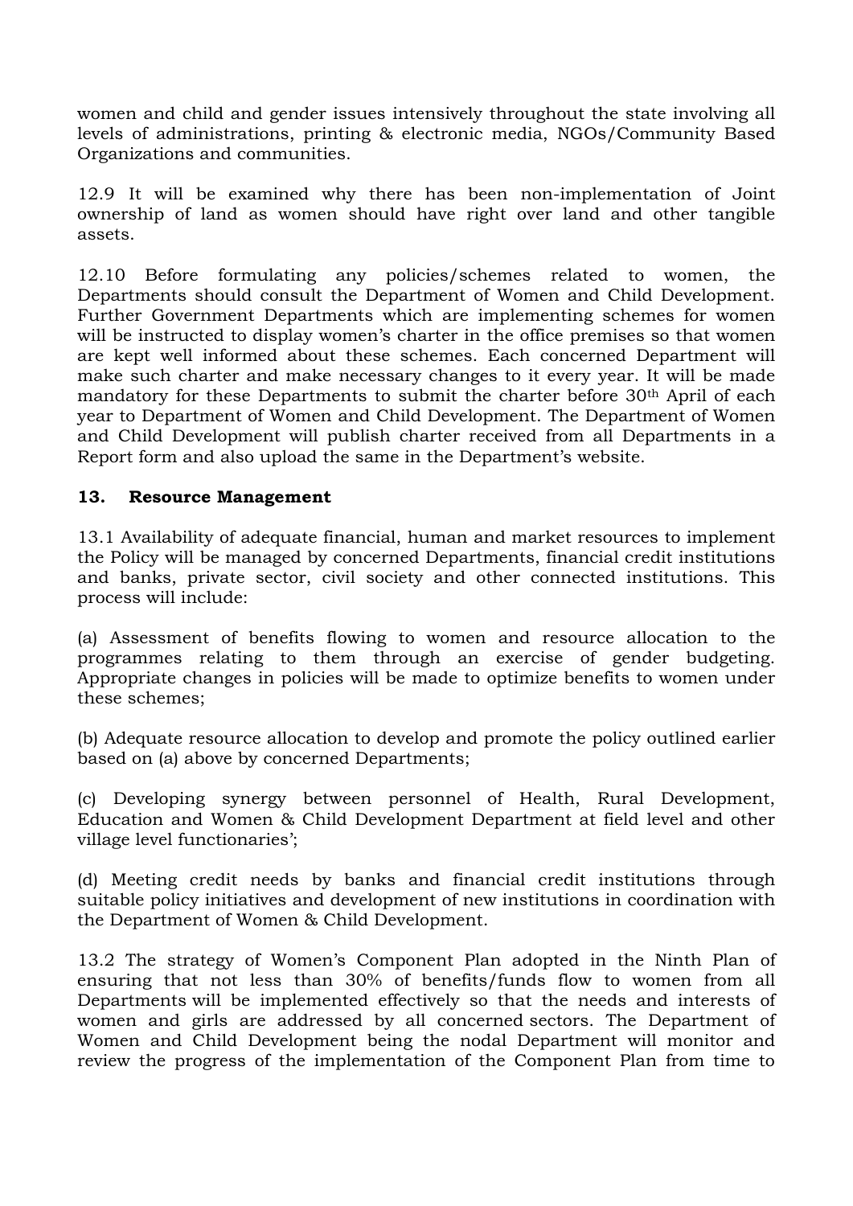women and child and gender issues intensively throughout the state involving all levels of administrations, printing & electronic media, NGOs/Community Based Organizations and communities.

12.9 It will be examined why there has been non-implementation of Joint ownership of land as women should have right over land and other tangible assets.

12.10 Before formulating any policies/schemes related to women, the Departments should consult the Department of Women and Child Development. Further Government Departments which are implementing schemes for women will be instructed to display women's charter in the office premises so that women are kept well informed about these schemes. Each concerned Department will make such charter and make necessary changes to it every year. It will be made mandatory for these Departments to submit the charter before 30th April of each year to Department of Women and Child Development. The Department of Women and Child Development will publish charter received from all Departments in a Report form and also upload the same in the Department's website.

## 13. Resource Management

13.1 Availability of adequate financial, human and market resources to implement the Policy will be managed by concerned Departments, financial credit institutions and banks, private sector, civil society and other connected institutions. This process will include:

(a) Assessment of benefits flowing to women and resource allocation to the programmes relating to them through an exercise of gender budgeting. Appropriate changes in policies will be made to optimize benefits to women under these schemes;

(b) Adequate resource allocation to develop and promote the policy outlined earlier based on (a) above by concerned Departments;

(c) Developing synergy between personnel of Health, Rural Development, Education and Women & Child Development Department at field level and other village level functionaries';

(d) Meeting credit needs by banks and financial credit institutions through suitable policy initiatives and development of new institutions in coordination with the Department of Women & Child Development.

13.2 The strategy of Women's Component Plan adopted in the Ninth Plan of ensuring that not less than 30% of benefits/funds flow to women from all Departments will be implemented effectively so that the needs and interests of women and girls are addressed by all concerned sectors. The Department of Women and Child Development being the nodal Department will monitor and review the progress of the implementation of the Component Plan from time to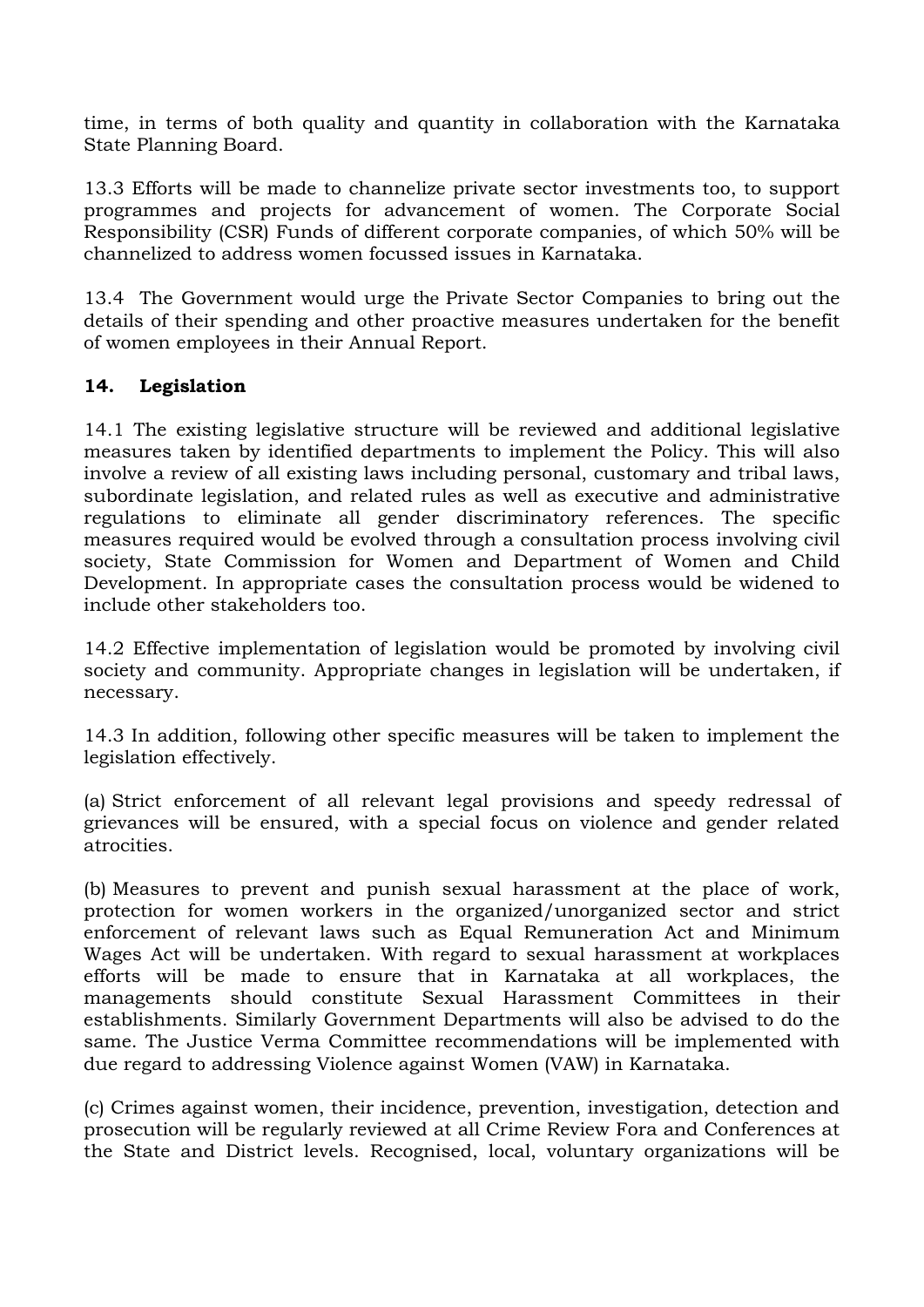time, in terms of both quality and quantity in collaboration with the Karnataka State Planning Board.

13.3 Efforts will be made to channelize private sector investments too, to support programmes and projects for advancement of women. The Corporate Social Responsibility (CSR) Funds of different corporate companies, of which 50% will be channelized to address women focussed issues in Karnataka.

13.4 The Government would urge the Private Sector Companies to bring out the details of their spending and other proactive measures undertaken for the benefit of women employees in their Annual Report.

## 14. Legislation

14.1 The existing legislative structure will be reviewed and additional legislative measures taken by identified departments to implement the Policy. This will also involve a review of all existing laws including personal, customary and tribal laws, subordinate legislation, and related rules as well as executive and administrative regulations to eliminate all gender discriminatory references. The specific measures required would be evolved through a consultation process involving civil society, State Commission for Women and Department of Women and Child Development. In appropriate cases the consultation process would be widened to include other stakeholders too.

14.2 Effective implementation of legislation would be promoted by involving civil society and community. Appropriate changes in legislation will be undertaken, if necessary.

14.3 In addition, following other specific measures will be taken to implement the legislation effectively.

(a) Strict enforcement of all relevant legal provisions and speedy redressal of grievances will be ensured, with a special focus on violence and gender related atrocities.

(b) Measures to prevent and punish sexual harassment at the place of work, protection for women workers in the organized/unorganized sector and strict enforcement of relevant laws such as Equal Remuneration Act and Minimum Wages Act will be undertaken. With regard to sexual harassment at workplaces efforts will be made to ensure that in Karnataka at all workplaces, the managements should constitute Sexual Harassment Committees in their establishments. Similarly Government Departments will also be advised to do the same. The Justice Verma Committee recommendations will be implemented with due regard to addressing Violence against Women (VAW) in Karnataka.

(c) Crimes against women, their incidence, prevention, investigation, detection and prosecution will be regularly reviewed at all Crime Review Fora and Conferences at the State and District levels. Recognised, local, voluntary organizations will be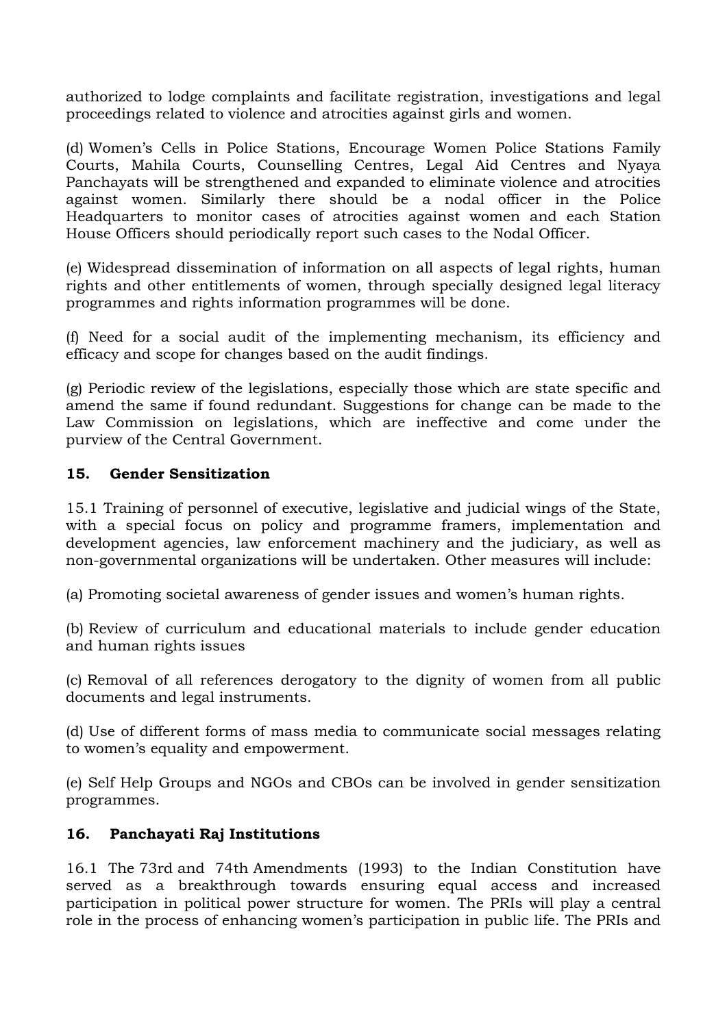authorized to lodge complaints and facilitate registration, investigations and legal proceedings related to violence and atrocities against girls and women.

(d) Women's Cells in Police Stations, Encourage Women Police Stations Family Courts, Mahila Courts, Counselling Centres, Legal Aid Centres and Nyaya Panchayats will be strengthened and expanded to eliminate violence and atrocities against women. Similarly there should be a nodal officer in the Police Headquarters to monitor cases of atrocities against women and each Station House Officers should periodically report such cases to the Nodal Officer.

(e) Widespread dissemination of information on all aspects of legal rights, human rights and other entitlements of women, through specially designed legal literacy programmes and rights information programmes will be done.

(f) Need for a social audit of the implementing mechanism, its efficiency and efficacy and scope for changes based on the audit findings.

(g) Periodic review of the legislations, especially those which are state specific and amend the same if found redundant. Suggestions for change can be made to the Law Commission on legislations, which are ineffective and come under the purview of the Central Government.

## 15. Gender Sensitization

15.1 Training of personnel of executive, legislative and judicial wings of the State, with a special focus on policy and programme framers, implementation and development agencies, law enforcement machinery and the judiciary, as well as non-governmental organizations will be undertaken. Other measures will include:

(a) Promoting societal awareness of gender issues and women's human rights.

(b) Review of curriculum and educational materials to include gender education and human rights issues

(c) Removal of all references derogatory to the dignity of women from all public documents and legal instruments.

(d) Use of different forms of mass media to communicate social messages relating to women's equality and empowerment.

(e) Self Help Groups and NGOs and CBOs can be involved in gender sensitization programmes.

## 16. Panchayati Raj Institutions

16.1 The 73rd and 74th Amendments (1993) to the Indian Constitution have served as a breakthrough towards ensuring equal access and increased participation in political power structure for women. The PRIs will play a central role in the process of enhancing women's participation in public life. The PRIs and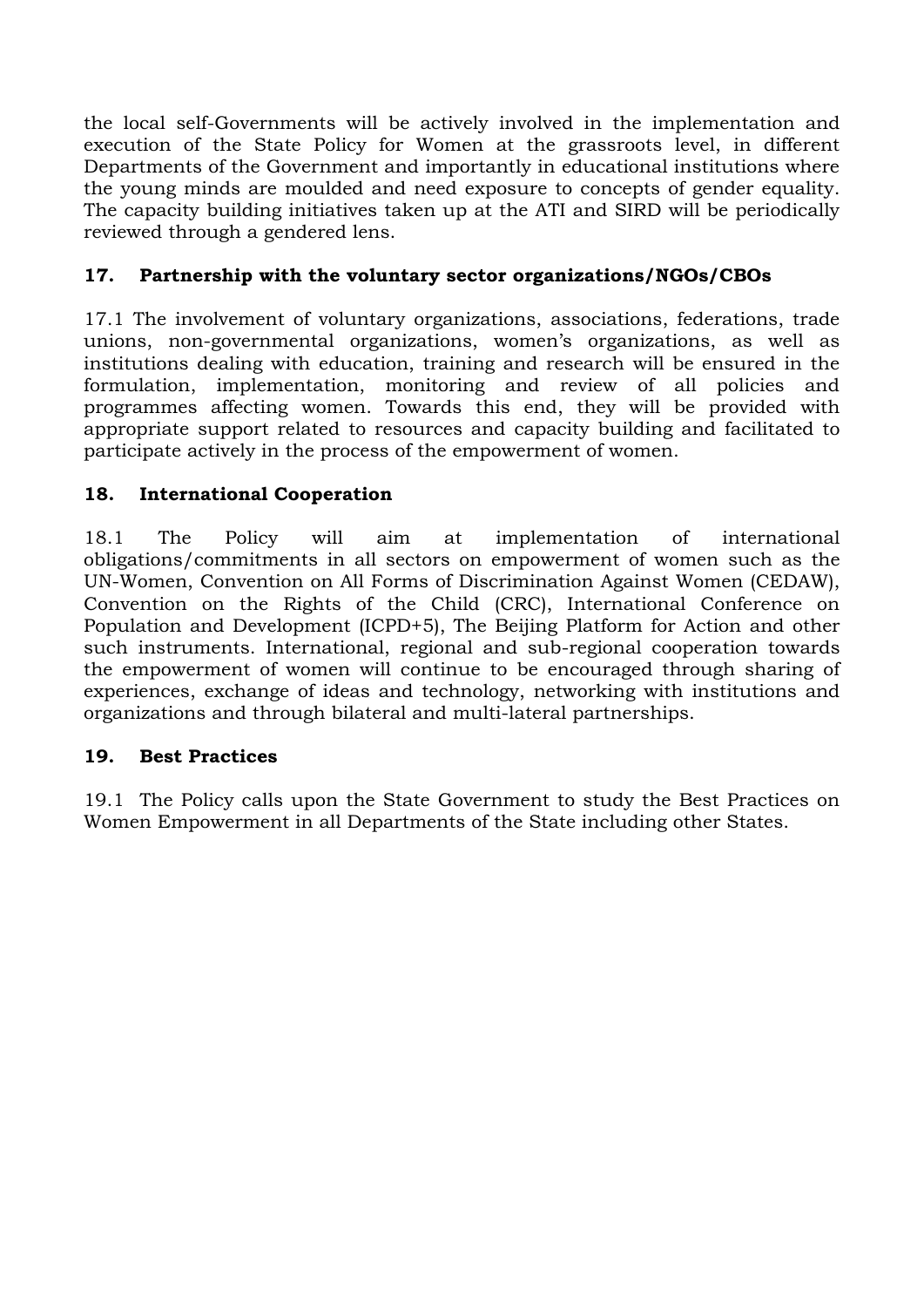the local self-Governments will be actively involved in the implementation and execution of the State Policy for Women at the grassroots level, in different Departments of the Government and importantly in educational institutions where the young minds are moulded and need exposure to concepts of gender equality. The capacity building initiatives taken up at the ATI and SIRD will be periodically reviewed through a gendered lens.

## 17. Partnership with the voluntary sector organizations/NGOs/CBOs

17.1 The involvement of voluntary organizations, associations, federations, trade unions, non-governmental organizations, women's organizations, as well as institutions dealing with education, training and research will be ensured in the formulation, implementation, monitoring and review of all policies and programmes affecting women. Towards this end, they will be provided with appropriate support related to resources and capacity building and facilitated to participate actively in the process of the empowerment of women.

## 18. International Cooperation

18.1 The Policy will aim at implementation of international obligations/commitments in all sectors on empowerment of women such as the UN-Women, Convention on All Forms of Discrimination Against Women (CEDAW), Convention on the Rights of the Child (CRC), International Conference on Population and Development (ICPD+5), The Beijing Platform for Action and other such instruments. International, regional and sub-regional cooperation towards the empowerment of women will continue to be encouraged through sharing of experiences, exchange of ideas and technology, networking with institutions and organizations and through bilateral and multi-lateral partnerships.

## 19. Best Practices

19.1 The Policy calls upon the State Government to study the Best Practices on Women Empowerment in all Departments of the State including other States.